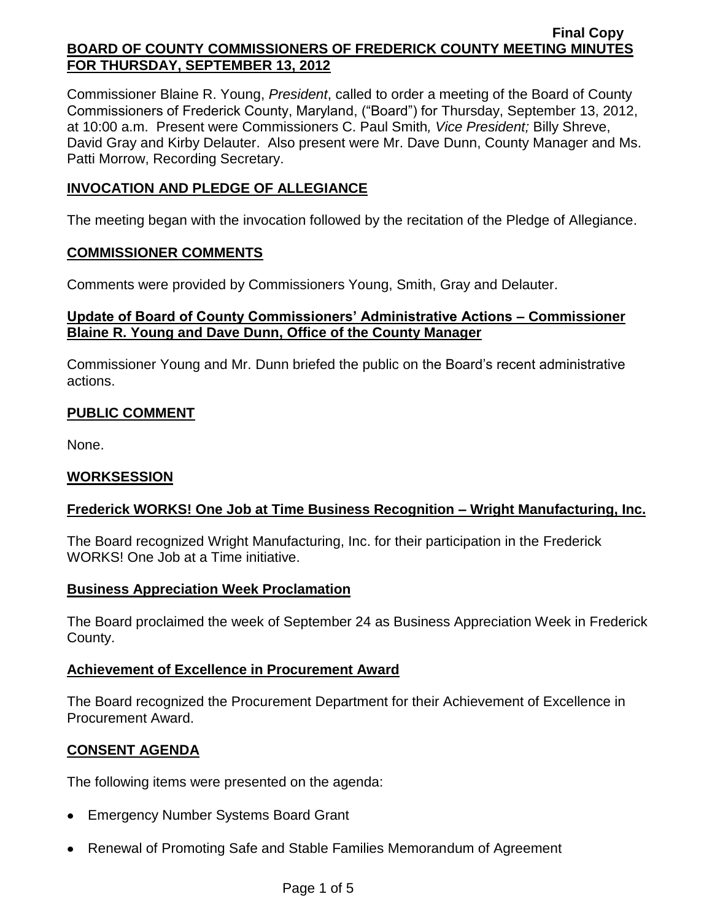Final Copy

**BOARD OF COUNTY COMMISSIONERS OF FREDERICK COUNTY MEETING MINUTES FOR THURSDAY, SEPTEMBER 13, 2012**

Commissioner Blaine R. Young, *President*, called to order a meeting of the Board of County Commissioners of Frederick County, Maryland, ("Board") for Thursday, September 13, 2012, at 10:00 a.m. Present were Commissioners C. Paul Smith*, Vice President;* Billy Shreve, David Gray and Kirby Delauter. Also present were Mr. Dave Dunn, County Manager and Ms. Patti Morrow, Recording Secretary.

## INVOCATION AND PLEDGE OF ALLEGIANCE

The meeting began with the invocation followed by the recitation of the Pledge of Allegiance.

## COMMISSIONER COMMENTS

Comments were provided by Commissioners Young, Smith, Gray and Delauter.

### Update of Board of County Commissioners' Administrative Actions – Commissioner Blaine R. Young and Dave Dunn, Office of the County Manager

Commissioner Young and Mr. Dunn briefed the public on the Board's recent administrative actions.

## PUBLIC COMMENT

None.

## WORKSESSION

### Frederick WORKS! One Job at Time Business Recognition – Wright Manufacturing, Inc.

The Board recognized Wright Manufacturing, Inc. for their participation in the Frederick WORKS! One Job at a Time initiative.

### Business Appreciation Week Proclamation

The Board proclaimed the week of September 24 as Business Appreciation Week in Frederick County.

### Achievement of Excellence in Procurement Award

The Board recognized the Procurement Department for their Achievement of Excellence in Procurement Award.

## CONSENT AGENDA

The following items were presented on the agenda:

- Emergency Number Systems Board Grant
- Renewal of Promoting Safe and Stable Families Memorandum of Agreement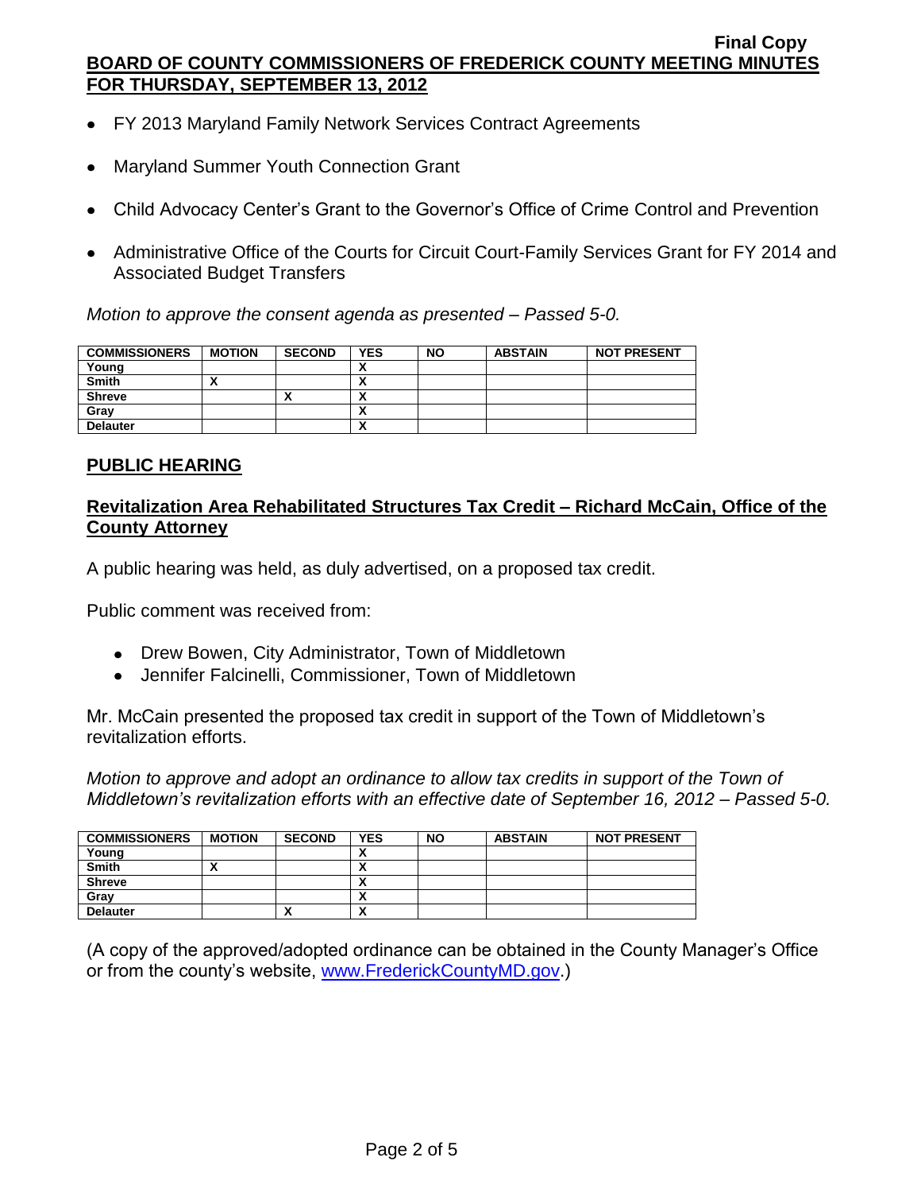- FY 2013 Maryland Family Network Services Contract Agreements
- Maryland Summer Youth Connection Grant
- Child Advocacy Center's Grant to the Governor's Office of Crime Control and Prevention
- Administrative Office of the Courts for Circuit Court-Family Services Grant for FY 2014 and Associated Budget Transfers

*Motion to approve the consent agenda as presented – Passed 5-0.*

| COMMISSIONERS | MOTION | SECOND | YES | NO | ABSTAIN | NOT PRESENT |
|---|---|---|---|---|---|---|
| Young | | | X | | | |
| Smith | X | | X | | | |
| Shreve | | X | X | | | |
| Gray | | | X | | | |
| Delauter | | | X | | | |

## PUBLIC HEARING

### Revitalization Area Rehabilitated Structures Tax Credit – Richard McCain, Office of the County Attorney

A public hearing was held, as duly advertised, on a proposed tax credit.

Public comment was received from:

- Drew Bowen, City Administrator, Town of Middletown
- Jennifer Falcinelli, Commissioner, Town of Middletown

Mr. McCain presented the proposed tax credit in support of the Town of Middletown's revitalization efforts.

*Motion to approve and adopt an ordinance to allow tax credits in support of the Town of Middletown's revitalization efforts with an effective date of September 16, 2012 – Passed 5-0.*

| COMMISSIONERS | MOTION | SECOND | YES | NO | ABSTAIN | NOT PRESENT |
|---|---|---|---|---|---|---|
| Young | | | X | | | |
| Smith | X | | X | | | |
| Shreve | | | X | | | |
| Gray | | | X | | | |
| Delauter | | X | X | | | |

(A copy of the approved/adopted ordinance can be obtained in the County Manager's Office or from the county's website, www.FrederickCountyMD.gov.)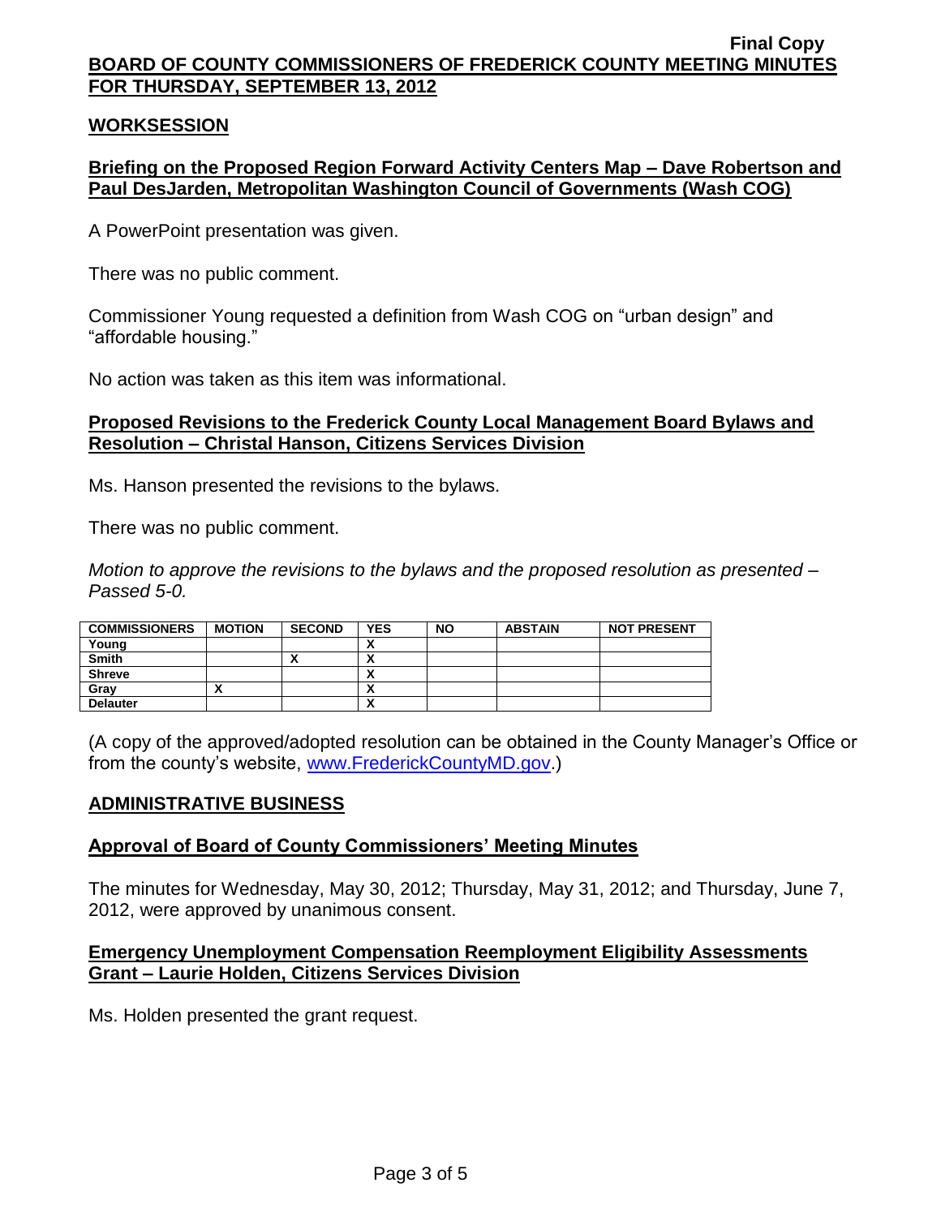## WORKSESSION

### Briefing on the Proposed Region Forward Activity Centers Map – Dave Robertson and Paul DesJarden, Metropolitan Washington Council of Governments (Wash COG)

A PowerPoint presentation was given.

There was no public comment.

Commissioner Young requested a definition from Wash COG on "urban design" and "affordable housing."

No action was taken as this item was informational.

### Proposed Revisions to the Frederick County Local Management Board Bylaws and Resolution – Christal Hanson, Citizens Services Division

Ms. Hanson presented the revisions to the bylaws.

There was no public comment.

*Motion to approve the revisions to the bylaws and the proposed resolution as presented – Passed 5-0.*

| COMMISSIONERS | MOTION | SECOND | YES | NO | ABSTAIN | NOT PRESENT |
|---|---|---|---|---|---|---|
| Young | | | X | | | |
| Smith | | X | X | | | |
| Shreve | | | X | | | |
| Gray | X | | X | | | |
| Delauter | | | X | | | |

(A copy of the approved/adopted resolution can be obtained in the County Manager's Office or from the county's website, www.FrederickCountyMD.gov.)

## ADMINISTRATIVE BUSINESS

### Approval of Board of County Commissioners' Meeting Minutes

The minutes for Wednesday, May 30, 2012; Thursday, May 31, 2012; and Thursday, June 7, 2012, were approved by unanimous consent.

### Emergency Unemployment Compensation Reemployment Eligibility Assessments Grant – Laurie Holden, Citizens Services Division

Ms. Holden presented the grant request.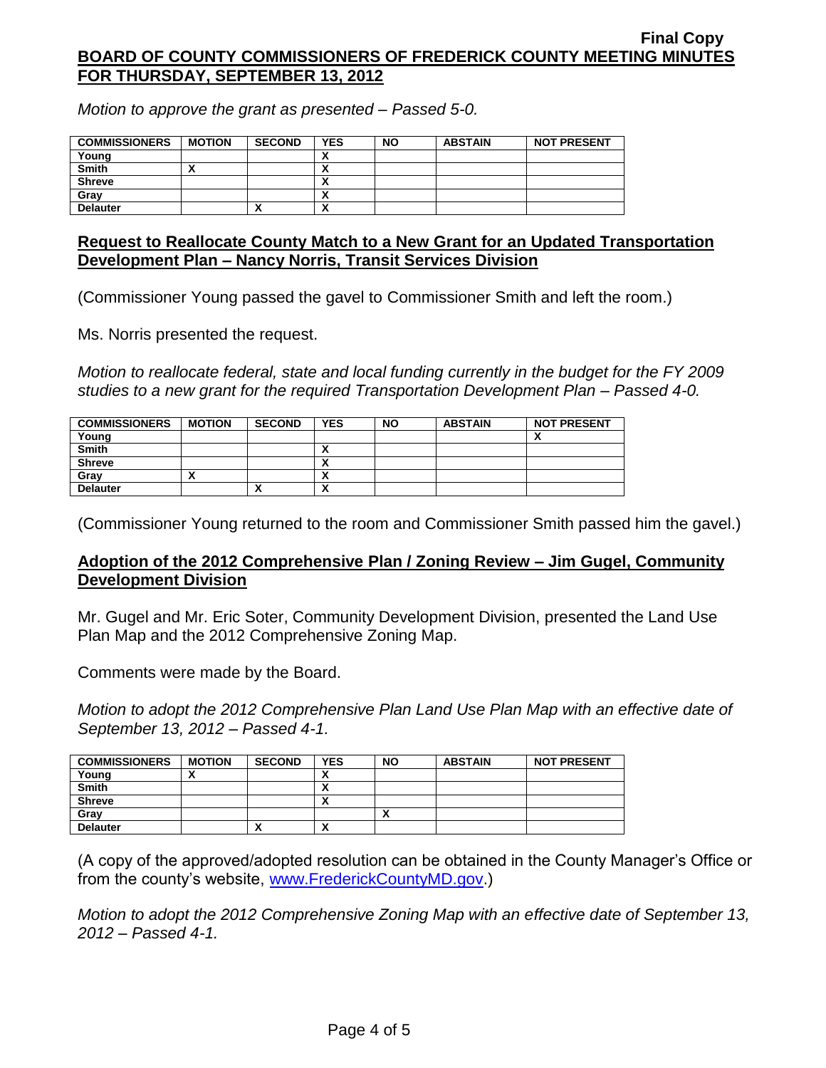*Motion to approve the grant as presented – Passed 5-0.*

| COMMISSIONERS | MOTION | SECOND | YES | NO | ABSTAIN | NOT PRESENT |
|---|---|---|---|---|---|---|
| Young | | | X | | | |
| Smith | X | | X | | | |
| Shreve | | | X | | | |
| Gray | | | X | | | |
| Delauter | | X | X | | | |

## Request to Reallocate County Match to a New Grant for an Updated Transportation Development Plan – Nancy Norris, Transit Services Division

(Commissioner Young passed the gavel to Commissioner Smith and left the room.)

Ms. Norris presented the request.

*Motion to reallocate federal, state and local funding currently in the budget for the FY 2009 studies to a new grant for the required Transportation Development Plan – Passed 4-0.*

| COMMISSIONERS | MOTION | SECOND | YES | NO | ABSTAIN | NOT PRESENT |
|---|---|---|---|---|---|---|
| Young | | | | | | X |
| Smith | | | X | | | |
| Shreve | | | X | | | |
| Gray | X | | X | | | |
| Delauter | | X | X | | | |

(Commissioner Young returned to the room and Commissioner Smith passed him the gavel.)

## Adoption of the 2012 Comprehensive Plan / Zoning Review – Jim Gugel, Community Development Division

Mr. Gugel and Mr. Eric Soter, Community Development Division, presented the Land Use Plan Map and the 2012 Comprehensive Zoning Map.

Comments were made by the Board.

*Motion to adopt the 2012 Comprehensive Plan Land Use Plan Map with an effective date of September 13, 2012 – Passed 4-1.*

| COMMISSIONERS | MOTION | SECOND | YES | NO | ABSTAIN | NOT PRESENT |
|---|---|---|---|---|---|---|
| Young | X | | X | | | |
| Smith | | | X | | | |
| Shreve | | | X | | | |
| Gray | | | | X | | |
| Delauter | | X | X | | | |

(A copy of the approved/adopted resolution can be obtained in the County Manager's Office or from the county's website, www.FrederickCountyMD.gov.)

*Motion to adopt the 2012 Comprehensive Zoning Map with an effective date of September 13, 2012 – Passed 4-1.*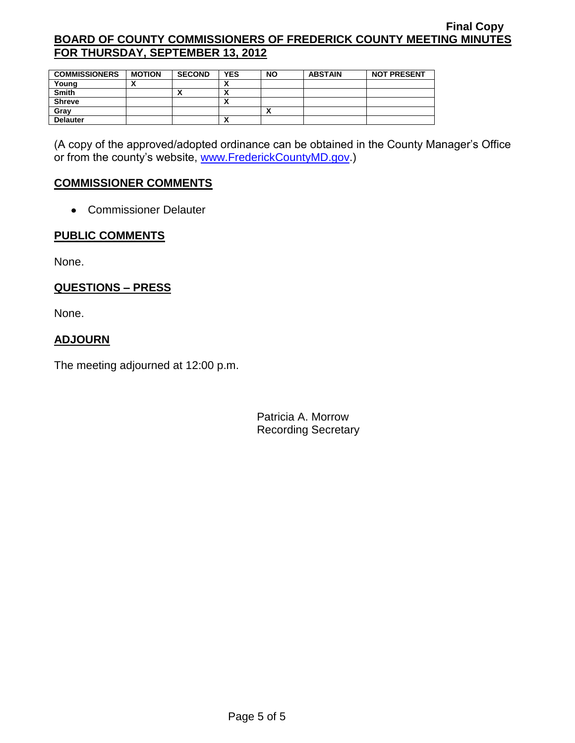| COMMISSIONERS | MOTION | SECOND | YES | NO | ABSTAIN | NOT PRESENT |
| --- | --- | --- | --- | --- | --- | --- |
| Young | X | | X | | | |
| Smith | | X | X | | | |
| Shreve | | | X | | | |
| Gray | | | | X | | |
| Delauter | | | X | | | |

(A copy of the approved/adopted ordinance can be obtained in the County Manager's Office or from the county's website, www.FrederickCountyMD.gov.)

## COMMISSIONER COMMENTS

- Commissioner Delauter

## PUBLIC COMMENTS

None.

## QUESTIONS – PRESS

None.

## ADJOURN

The meeting adjourned at 12:00 p.m.

Patricia A. Morrow
Recording Secretary